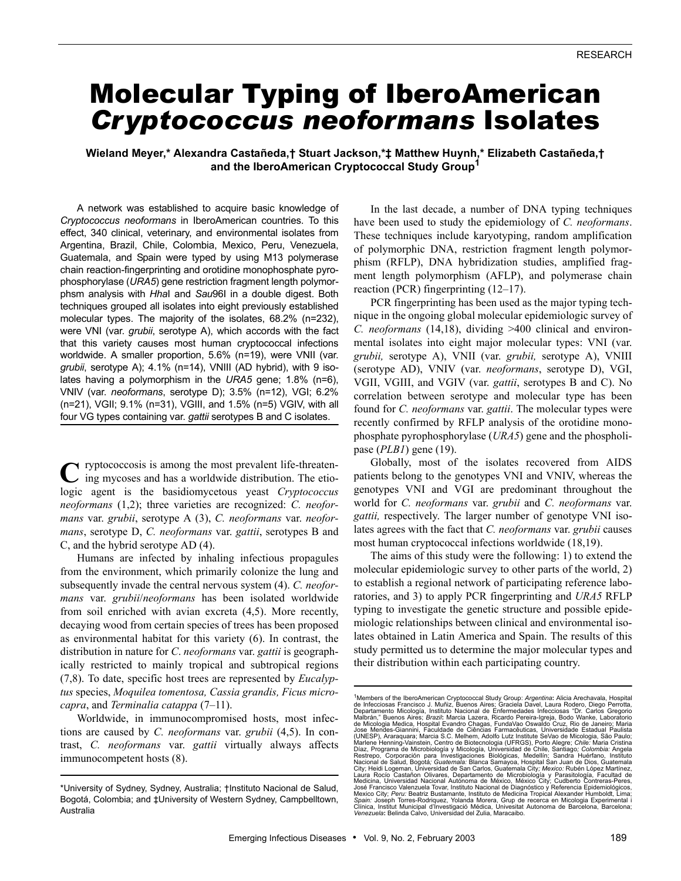RESEARCH

# Molecular Typing of IberoAmerican *Cryptococcus neoformans* Isolates

**Wieland Meyer,\* Alexandra Castañeda,† Stuart Jackson,\*‡ Matthew Huynh,\* Elizabeth Castañeda,† and the IberoAmerican Cryptococcal Study Group[1]**

A network was established to acquire basic knowledge of *Cryptococcus neoformans* in IberoAmerican countries. To this effect, 340 clinical, veterinary, and environmental isolates from Argentina, Brazil, Chile, Colombia, Mexico, Peru, Venezuela, Guatemala, and Spain were typed by using M13 polymerase chain reaction-fingerprinting and orotidine monophosphate pyrophosphorylase (*URA5*) gene restriction fragment length polymorphsm analysis with *Hha*I and *Sau*96I in a double digest. Both techniques grouped all isolates into eight previously established molecular types. The majority of the isolates, 68.2% (n=232), were VNI (var. *grubii*, serotype A), which accords with the fact that this variety causes most human cryptococcal infections worldwide. A smaller proportion, 5.6% (n=19), were VNII (var. *grubii*, serotype A); 4.1% (n=14), VNIII (AD hybrid), with 9 isolates having a polymorphism in the *URA5* gene; 1.8% (n=6), VNIV (var. *neoformans*, serotype D); 3.5% (n=12), VGI; 6.2% (n=21), VGII; 9.1% (n=31), VGIII, and 1.5% (n=5) VGIV, with all four VG types containing var. *gattii* serotypes B and C isolates.

Cryptococcosis is among the most prevalent life-threatening mycoses and has a worldwide distribution. The etiologic agent is the basidiomycetous yeast *Cryptococcus neoformans* (1,2); three varieties are recognized: *C. neoformans* var. *grubii*, serotype A (3), *C. neoformans* var. *neoformans*, serotype D, *C. neoformans* var. *gattii*, serotypes B and C, and the hybrid serotype AD (4).

Humans are infected by inhaling infectious propagules from the environment, which primarily colonize the lung and subsequently invade the central nervous system (4). *C. neoformans* var. *grubii*/*neoformans* has been isolated worldwide from soil enriched with avian excreta (4,5). More recently, decaying wood from certain species of trees has been proposed as environmental habitat for this variety (6). In contrast, the distribution in nature for *C. neoformans* var. *gattii* is geographically restricted to mainly tropical and subtropical regions (7,8). To date, specific host trees are represented by *Eucalyptus* species, *Moquilea tomentosa*, *Cassia grandis*, *Ficus microcapra*, and *Terminalia catappa* (7–11).

Worldwide, in immunocompromised hosts, most infections are caused by *C. neoformans* var. *grubii* (4,5). In contrast, *C. neoformans* var. *gattii* virtually always affects immunocompetent hosts (8).

In the last decade, a number of DNA typing techniques have been used to study the epidemiology of *C. neoformans*. These techniques include karyotyping, random amplification of polymorphic DNA, restriction fragment length polymorphism (RFLP), DNA hybridization studies, amplified fragment length polymorphism (AFLP), and polymerase chain reaction (PCR) fingerprinting (12–17).

PCR fingerprinting has been used as the major typing technique in the ongoing global molecular epidemiologic survey of *C. neoformans* (14,18), dividing >400 clinical and environmental isolates into eight major molecular types: VNI (var. *grubii,* serotype A), VNII (var. *grubii,* serotype A), VNIII (serotype AD), VNIV (var. *neoformans*, serotype D), VGI, VGII, VGIII, and VGIV (var. *gattii*, serotypes B and C). No correlation between serotype and molecular type has been found for *C. neoformans* var. *gattii*. The molecular types were recently confirmed by RFLP analysis of the orotidine monophosphate pyrophosphorylase (*URA5*) gene and the phospholipase (*PLB1*) gene (19).

Globally, most of the isolates recovered from AIDS patients belong to the genotypes VNI and VNIV, whereas the genotypes VNI and VGI are predominant throughout the world for *C. neoformans* var. *grubii* and *C. neoformans* var. *gattii,* respectively. The larger number of genotype VNI isolates agrees with the fact that *C. neoformans* var. *grubii* causes most human cryptococcal infections worldwide (18,19).

The aims of this study were the following: 1) to extend the molecular epidemiologic survey to other parts of the world, 2) to establish a regional network of participating reference laboratories, and 3) to apply PCR fingerprinting and *URA5* RFLP typing to investigate the genetic structure and possible epidemiologic relationships between clinical and environmental isolates obtained in Latin America and Spain. The results of this study permitted us to determine the major molecular types and their distribution within each participating country.

---

\*University of Sydney, Sydney, Australia; †Instituto Nacional de Salud, Bogotá, Colombia; and ‡University of Western Sydney, Campbelltown, Australia

[1]Members of the IberoAmerican Cryptococcal Study Group: *Argentina*: Alicia Arechavala, Hospital de Infecciosas Francisco J. Muñiz, Buenos Aires; Graciela Davel, Laura Rodero, Diego Perrotta, Departamento Micología, Instituto Nacional de Enfermedades Infecciosas "Dr. Carlos Gregorio Malbrán," Buenos Aires; *Brazil*: Marcia Lazera, Ricardo Pereira-Igreja, Bodo Wanke, Laboratorio de Micologia Medica, Hospital Evandro Chagas, FundaVao Oswaldo Cruz, Rio de Janeiro; Maria Jose Mendes-Giannini, Faculdade de Ciências Farmacêuticas, Universidade Estadual Paulista (UNESP), Araraquara; Marcia S.C. Melhem, Adolfo Lutz Institute SeVao de Micologia, São Paulo; Marlene Henning-Vainstein, Centro de Biotecnologia (UFRGS), Porto Alegre; *Chile:* Maria Cristina Díaz, Programa de Microbiología y Micología, Universidad de Chile, Santiago*; Colombia:* Angela Restrepo, Corporación para Investigaciones Biológicas, Medellín; Sandra Huérfano, Instituto Nacional de Salud, Bogotá*; Guatemala:* Blanca Samayoa, Hospital San Juan de Dios, Guatemala City; Heidi Logeman, Universidad de San Carlos, Guatemala City*; Mexico:* Rubén López Martínez, Laura Rocío Castañon Olivares, Departamento de Microbiología y Parasitología, Facultad de Medicina, Universidad Nacional Autónoma de México, México City; Cudberto Contreras-Peres, José Francisco Valenzuela Tovar, Instituto Nacional de Diagnóstico y Referencia Epidemiológicos, Mexico City; *Peru:* Beatriz Bustamante, Instituto de Medicina Tropical Alexander Humboldt, Lima; *Spain:* Joseph Torres-Rodriquez, Yolanda Morera, Grup de recerca en Micologia Experimental i Clínica, Institut Municipal d'Investigació Médica, Univesitat Autonoma de Barcelona, Barcelona; *Venezuela***:** Belinda Calvo, Universidad del Zulia, Maracaibo.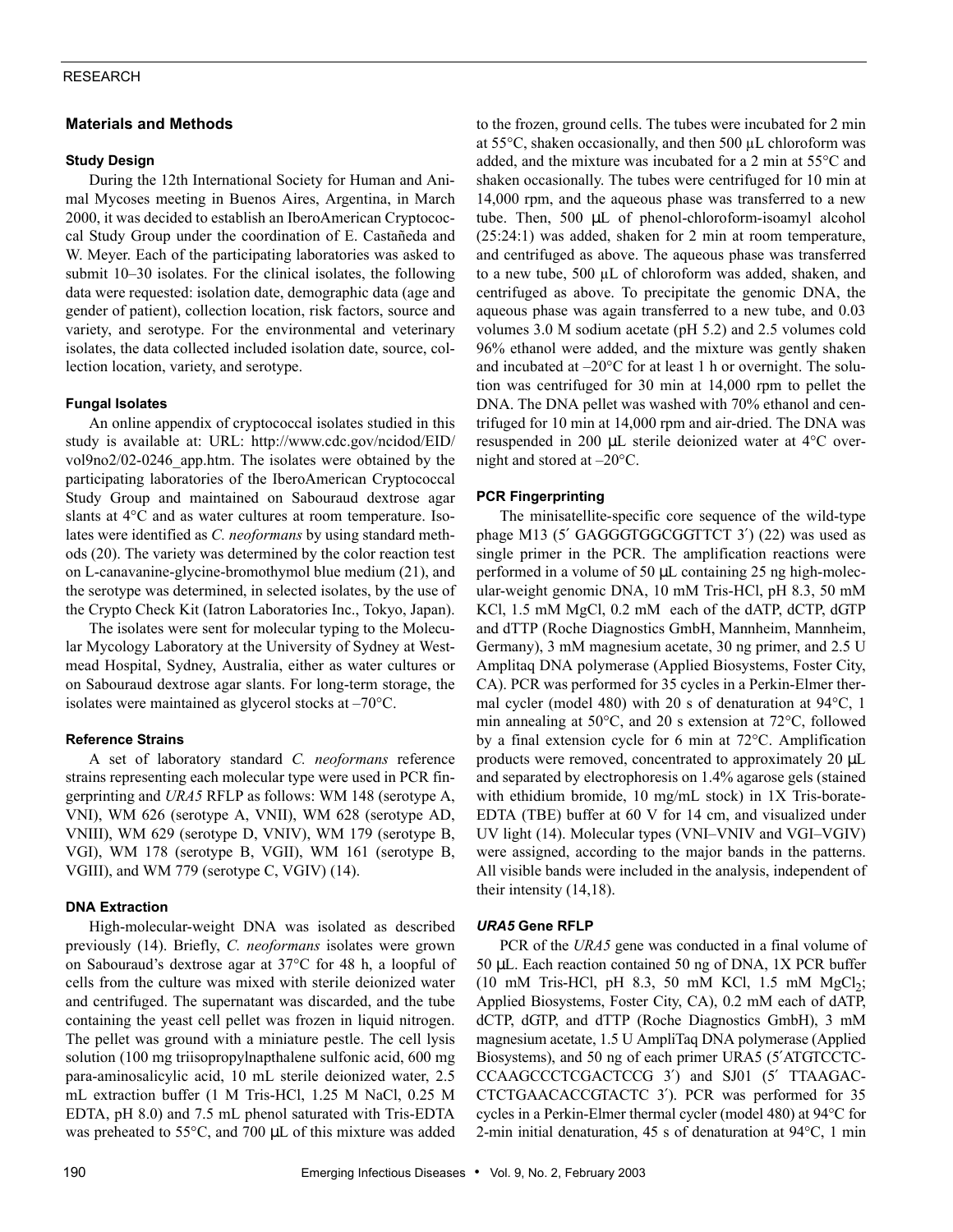## Materials and Methods

### Study Design

During the 12th International Society for Human and Animal Mycoses meeting in Buenos Aires, Argentina, in March 2000, it was decided to establish an IberoAmerican Cryptococcal Study Group under the coordination of E. Castañeda and W. Meyer. Each of the participating laboratories was asked to submit 10–30 isolates. For the clinical isolates, the following data were requested: isolation date, demographic data (age and gender of patient), collection location, risk factors, source and variety, and serotype. For the environmental and veterinary isolates, the data collected included isolation date, source, collection location, variety, and serotype.

### Fungal Isolates

An online appendix of cryptococcal isolates studied in this study is available at: URL: http://www.cdc.gov/ncidod/EID/vol9no2/02-0246_app.htm. The isolates were obtained by the participating laboratories of the IberoAmerican Cryptococcal Study Group and maintained on Sabouraud dextrose agar slants at 4°C and as water cultures at room temperature. Isolates were identified as *C. neoformans* by using standard methods (20). The variety was determined by the color reaction test on L-canavanine-glycine-bromothymol blue medium (21), and the serotype was determined, in selected isolates, by the use of the Crypto Check Kit (Iatron Laboratories Inc., Tokyo, Japan).

The isolates were sent for molecular typing to the Molecular Mycology Laboratory at the University of Sydney at Westmead Hospital, Sydney, Australia, either as water cultures or on Sabouraud dextrose agar slants. For long-term storage, the isolates were maintained as glycerol stocks at –70°C.

### Reference Strains

A set of laboratory standard *C. neoformans* reference strains representing each molecular type were used in PCR fingerprinting and *URA5* RFLP as follows: WM 148 (serotype A, VNI), WM 626 (serotype A, VNII), WM 628 (serotype AD, VNIII), WM 629 (serotype D, VNIV), WM 179 (serotype B, VGI), WM 178 (serotype B, VGII), WM 161 (serotype B, VGIII), and WM 779 (serotype C, VGIV) (14).

### DNA Extraction

High-molecular-weight DNA was isolated as described previously (14). Briefly, *C. neoformans* isolates were grown on Sabouraud's dextrose agar at 37°C for 48 h, a loopful of cells from the culture was mixed with sterile deionized water and centrifuged. The supernatant was discarded, and the tube containing the yeast cell pellet was frozen in liquid nitrogen. The pellet was ground with a miniature pestle. The cell lysis solution (100 mg triisopropylnapthalene sulfonic acid, 600 mg para-aminosalicylic acid, 10 mL sterile deionized water, 2.5 mL extraction buffer (1 M Tris-HCl, 1.25 M NaCl, 0.25 M EDTA, pH 8.0) and 7.5 mL phenol saturated with Tris-EDTA was preheated to 55°C, and 700 µL of this mixture was added to the frozen, ground cells. The tubes were incubated for 2 min at 55°C, shaken occasionally, and then 500 µL chloroform was added, and the mixture was incubated for a 2 min at 55°C and shaken occasionally. The tubes were centrifuged for 10 min at 14,000 rpm, and the aqueous phase was transferred to a new tube. Then, 500 µL of phenol-chloroform-isoamyl alcohol (25:24:1) was added, shaken for 2 min at room temperature, and centrifuged as above. The aqueous phase was transferred to a new tube, 500 µL of chloroform was added, shaken, and centrifuged as above. To precipitate the genomic DNA, the aqueous phase was again transferred to a new tube, and 0.03 volumes 3.0 M sodium acetate (pH 5.2) and 2.5 volumes cold 96% ethanol were added, and the mixture was gently shaken and incubated at –20°C for at least 1 h or overnight. The solution was centrifuged for 30 min at 14,000 rpm to pellet the DNA. The DNA pellet was washed with 70% ethanol and centrifuged for 10 min at 14,000 rpm and air-dried. The DNA was resuspended in 200 µL sterile deionized water at 4°C overnight and stored at –20°C.

### PCR Fingerprinting

The minisatellite-specific core sequence of the wild-type phage M13 (5′ GAGGGTGGCGGTTCT 3′) (22) was used as single primer in the PCR. The amplification reactions were performed in a volume of 50 µL containing 25 ng high-molecular-weight genomic DNA, 10 mM Tris-HCl, pH 8.3, 50 mM KCl, 1.5 mM $MgCl$, 0.2 mM each of the dATP, dCTP, dGTP and dTTP (Roche Diagnostics GmbH, Mannheim, Mannheim, Germany), 3 mM magnesium acetate, 30 ng primer, and 2.5 U Amplitaq DNA polymerase (Applied Biosystems, Foster City, CA). PCR was performed for 35 cycles in a Perkin-Elmer thermal cycler (model 480) with 20 s of denaturation at 94°C, 1 min annealing at 50°C, and 20 s extension at 72°C, followed by a final extension cycle for 6 min at 72°C. Amplification products were removed, concentrated to approximately 20 µL and separated by electrophoresis on 1.4% agarose gels (stained with ethidium bromide, 10 mg/mL stock) in 1X Tris-borate-EDTA (TBE) buffer at 60 V for 14 cm, and visualized under UV light (14). Molecular types (VNI–VNIV and VGI–VGIV) were assigned, according to the major bands in the patterns. All visible bands were included in the analysis, independent of their intensity (14,18).

### *URA5* Gene RFLP

PCR of the *URA5* gene was conducted in a final volume of 50 µL. Each reaction contained 50 ng of DNA, 1X PCR buffer (10 mM Tris-HCl, pH 8.3, 50 mM KCl, 1.5 mM $MgCl_2$; Applied Biosystems, Foster City, CA), 0.2 mM each of dATP, dCTP, dGTP, and dTTP (Roche Diagnostics GmbH), 3 mM magnesium acetate, 1.5 U AmpliTaq DNA polymerase (Applied Biosystems), and 50 ng of each primer URA5 (5′ATGTCCTCCCAAGCCCTCGACTCCG 3′) and SJ01 (5′ TTAAGACCTCTGAACACCGTACTC 3′). PCR was performed for 35 cycles in a Perkin-Elmer thermal cycler (model 480) at 94°C for 2-min initial denaturation, 45 s of denaturation at 94°C, 1 min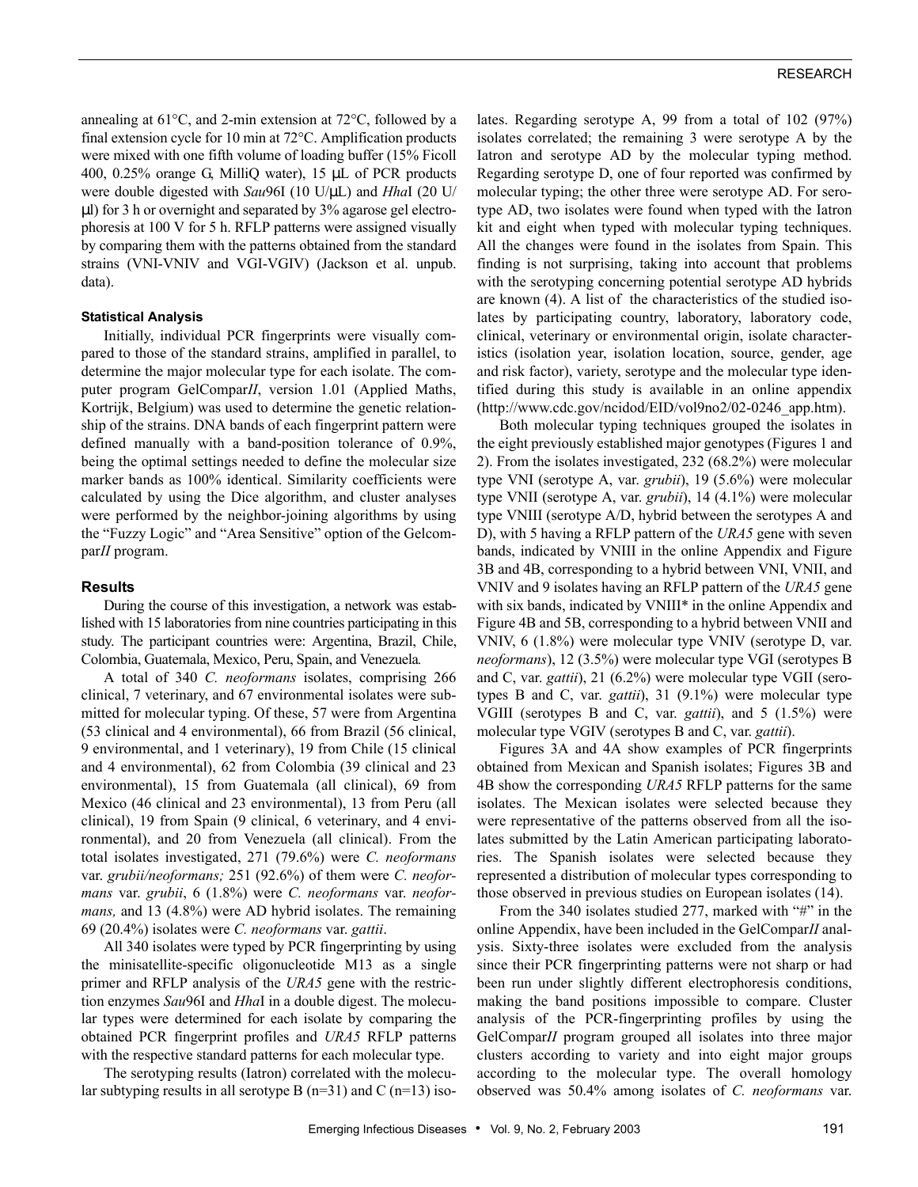annealing at 61°C, and 2-min extension at 72°C, followed by a final extension cycle for 10 min at 72°C. Amplification products were mixed with one fifth volume of loading buffer (15% Ficoll 400, 0.25% orange G, MilliQ water), 15 µL of PCR products were double digested with *Sau*96I (10 U/µL) and *Hha*I (20 U/µl) for 3 h or overnight and separated by 3% agarose gel electrophoresis at 100 V for 5 h. RFLP patterns were assigned visually by comparing them with the patterns obtained from the standard strains (VNI-VNIV and VGI-VGIV) (Jackson et al. unpub. data).

#### Statistical Analysis

Initially, individual PCR fingerprints were visually compared to those of the standard strains, amplified in parallel, to determine the major molecular type for each isolate. The computer program GelCompar*II*, version 1.01 (Applied Maths, Kortrijk, Belgium) was used to determine the genetic relationship of the strains. DNA bands of each fingerprint pattern were defined manually with a band-position tolerance of 0.9%, being the optimal settings needed to define the molecular size marker bands as 100% identical. Similarity coefficients were calculated by using the Dice algorithm, and cluster analyses were performed by the neighbor-joining algorithms by using the "Fuzzy Logic" and "Area Sensitive" option of the Gelcompar*II* program.

### Results

During the course of this investigation, a network was established with 15 laboratories from nine countries participating in this study. The participant countries were: Argentina, Brazil, Chile, Colombia, Guatemala, Mexico, Peru, Spain, and Venezuela.

A total of 340 *C. neoformans* isolates, comprising 266 clinical, 7 veterinary, and 67 environmental isolates were submitted for molecular typing. Of these, 57 were from Argentina (53 clinical and 4 environmental), 66 from Brazil (56 clinical, 9 environmental, and 1 veterinary), 19 from Chile (15 clinical and 4 environmental), 62 from Colombia (39 clinical and 23 environmental), 15 from Guatemala (all clinical), 69 from Mexico (46 clinical and 23 environmental), 13 from Peru (all clinical), 19 from Spain (9 clinical, 6 veterinary, and 4 environmental), and 20 from Venezuela (all clinical). From the total isolates investigated, 271 (79.6%) were *C. neoformans* var. *grubii/neoformans;* 251 (92.6%) of them were *C. neoformans* var. *grubii*, 6 (1.8%) were *C. neoformans* var. *neoformans,* and 13 (4.8%) were AD hybrid isolates. The remaining 69 (20.4%) isolates were *C. neoformans* var. *gattii*.

All 340 isolates were typed by PCR fingerprinting by using the minisatellite-specific oligonucleotide M13 as a single primer and RFLP analysis of the *URA5* gene with the restriction enzymes *Sau*96I and *Hha*I in a double digest. The molecular types were determined for each isolate by comparing the obtained PCR fingerprint profiles and *URA5* RFLP patterns with the respective standard patterns for each molecular type.

The serotyping results (Iatron) correlated with the molecular subtyping results in all serotype B (n=31) and C (n=13) isolates. Regarding serotype A, 99 from a total of 102 (97%) isolates correlated; the remaining 3 were serotype A by the Iatron and serotype AD by the molecular typing method. Regarding serotype D, one of four reported was confirmed by molecular typing; the other three were serotype AD. For serotype AD, two isolates were found when typed with the Iatron kit and eight when typed with molecular typing techniques. All the changes were found in the isolates from Spain. This finding is not surprising, taking into account that problems with the serotyping concerning potential serotype AD hybrids are known (4). A list of the characteristics of the studied isolates by participating country, laboratory, laboratory code, clinical, veterinary or environmental origin, isolate characteristics (isolation year, isolation location, source, gender, age and risk factor), variety, serotype and the molecular type identified during this study is available in an online appendix (http://www.cdc.gov/ncidod/EID/vol9no2/02-0246_app.htm).

Both molecular typing techniques grouped the isolates in the eight previously established major genotypes (Figures 1 and 2). From the isolates investigated, 232 (68.2%) were molecular type VNI (serotype A, var. *grubii*), 19 (5.6%) were molecular type VNII (serotype A, var. *grubii*), 14 (4.1%) were molecular type VNIII (serotype A/D, hybrid between the serotypes A and D), with 5 having a RFLP pattern of the *URA5* gene with seven bands, indicated by VNIII in the online Appendix and Figure 3B and 4B, corresponding to a hybrid between VNI, VNII, and VNIV and 9 isolates having an RFLP pattern of the *URA5* gene with six bands, indicated by VNIII* in the online Appendix and Figure 4B and 5B, corresponding to a hybrid between VNII and VNIV, 6 (1.8%) were molecular type VNIV (serotype D, var. *neoformans*), 12 (3.5%) were molecular type VGI (serotypes B and C, var. *gattii*), 21 (6.2%) were molecular type VGII (serotypes B and C, var. *gattii*), 31 (9.1%) were molecular type VGIII (serotypes B and C, var. *gattii*), and 5 (1.5%) were molecular type VGIV (serotypes B and C, var. *gattii*).

Figures 3A and 4A show examples of PCR fingerprints obtained from Mexican and Spanish isolates; Figures 3B and 4B show the corresponding *URA5* RFLP patterns for the same isolates. The Mexican isolates were selected because they were representative of the patterns observed from all the isolates submitted by the Latin American participating laboratories. The Spanish isolates were selected because they represented a distribution of molecular types corresponding to those observed in previous studies on European isolates (14).

From the 340 isolates studied 277, marked with "#" in the online Appendix, have been included in the GelCompar*II* analysis. Sixty-three isolates were excluded from the analysis since their PCR fingerprinting patterns were not sharp or had been run under slightly different electrophoresis conditions, making the band positions impossible to compare. Cluster analysis of the PCR-fingerprinting profiles by using the GelCompar*II* program grouped all isolates into three major clusters according to variety and into eight major groups according to the molecular type. The overall homology observed was 50.4% among isolates of *C. neoformans* var.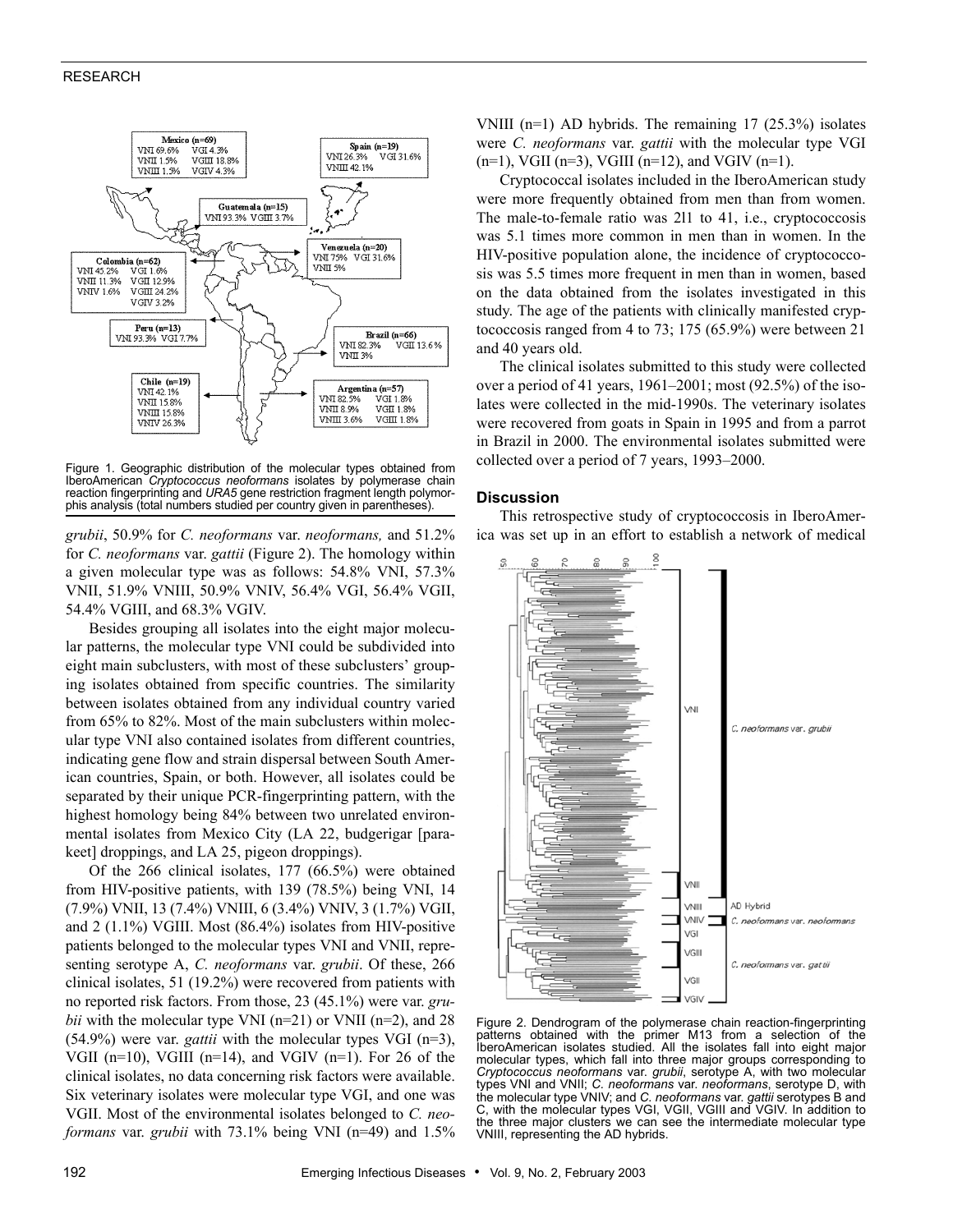Figure 1. Geographic distribution of the molecular types obtained from IberoAmerican *Cryptococcus neoformans* isolates by polymerase chain reaction fingerprinting and *URA5* gene restriction fragment length polymorphis analysis (total numbers studied per country given in parentheses).

*grubii*, 50.9% for *C. neoformans* var. *neoformans,* and 51.2% for *C. neoformans* var. *gattii* (Figure 2). The homology within a given molecular type was as follows: 54.8% VNI, 57.3% VNII, 51.9% VNIII, 50.9% VNIV, 56.4% VGI, 56.4% VGII, 54.4% VGIII, and 68.3% VGIV.

Besides grouping all isolates into the eight major molecular patterns, the molecular type VNI could be subdivided into eight main subclusters, with most of these subclusters' grouping isolates obtained from specific countries. The similarity between isolates obtained from any individual country varied from 65% to 82%. Most of the main subclusters within molecular type VNI also contained isolates from different countries, indicating gene flow and strain dispersal between South American countries, Spain, or both. However, all isolates could be separated by their unique PCR-fingerprinting pattern, with the highest homology being 84% between two unrelated environmental isolates from Mexico City (LA 22, budgerigar [parakeet] droppings, and LA 25, pigeon droppings).

Of the 266 clinical isolates, 177 (66.5%) were obtained from HIV-positive patients, with 139 (78.5%) being VNI, 14 (7.9%) VNII, 13 (7.4%) VNIII, 6 (3.4%) VNIV, 3 (1.7%) VGII, and 2 (1.1%) VGIII. Most (86.4%) isolates from HIV-positive patients belonged to the molecular types VNI and VNII, representing serotype A, *C. neoformans* var. *grubii*. Of these, 266 clinical isolates, 51 (19.2%) were recovered from patients with no reported risk factors. From those, 23 (45.1%) were var. *grubii* with the molecular type VNI (n=21) or VNII (n=2), and 28 (54.9%) were var. *gattii* with the molecular types VGI (n=3), VGII (n=10), VGIII (n=14), and VGIV (n=1). For 26 of the clinical isolates, no data concerning risk factors were available. Six veterinary isolates were molecular type VGI, and one was VGII. Most of the environmental isolates belonged to *C. neoformans* var. *grubii* with 73.1% being VNI (n=49) and 1.5% VNIII (n=1) AD hybrids. The remaining 17 (25.3%) isolates were *C. neoformans* var. *gattii* with the molecular type VGI (n=1), VGII (n=3), VGIII (n=12), and VGIV (n=1).

Cryptococcal isolates included in the IberoAmerican study were more frequently obtained from men than from women. The male-to-female ratio was 2l1 to 41, i.e., cryptococcosis was 5.1 times more common in men than in women. In the HIV-positive population alone, the incidence of cryptococcosis was 5.5 times more frequent in men than in women, based on the data obtained from the isolates investigated in this study. The age of the patients with clinically manifested cryptococcosis ranged from 4 to 73; 175 (65.9%) were between 21 and 40 years old.

The clinical isolates submitted to this study were collected over a period of 41 years, 1961–2001; most (92.5%) of the isolates were collected in the mid-1990s. The veterinary isolates were recovered from goats in Spain in 1995 and from a parrot in Brazil in 2000. The environmental isolates submitted were collected over a period of 7 years, 1993–2000.

## Discussion

This retrospective study of cryptococcosis in IberoAmerica was set up in an effort to establish a network of medical

Figure 2. Dendrogram of the polymerase chain reaction-fingerprinting patterns obtained with the primer M13 from a selection of the IberoAmerican isolates studied. All the isolates fall into eight major molecular types, which fall into three major groups corresponding to *Cryptococcus neoformans* var. *grubii*, serotype A, with two molecular types VNI and VNII; *C. neoformans* var. *neoformans*, serotype D, with the molecular type VNIV; and *C. neoformans* var. *gattii* serotypes B and C, with the molecular types VGI, VGII, VGIII and VGIV. In addition to the three major clusters we can see the intermediate molecular type VNIII, representing the AD hybrids.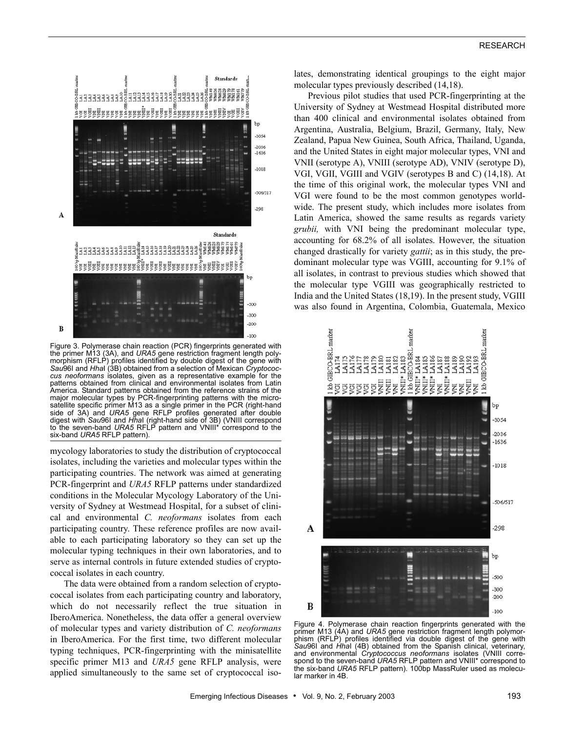Figure 3. Polymerase chain reaction (PCR) fingerprints generated with the primer M13 (3A), and *URA5* gene restriction fragment length polymorphism (RFLP) profiles identified by double digest of the gene with *Sau*96I and *Hha*I (3B) obtained from a selection of Mexican *Cryptococcus neoformans* isolates, given as a representative example for the patterns obtained from clinical and environmental isolates from Latin America. Standard patterns obtained from the reference strains of the major molecular types by PCR-fingerprinting patterns with the microsatellite specific primer M13 as a single primer in the PCR (right-hand side of 3A) and *URA5* gene RFLP profiles generated after double digest with *Sau*96I and *Hha*I (right-hand side of 3B) (VNIII correspond to the seven-band *URA5* RFLP pattern and VNIII* correspond to the six-band *URA5* RFLP pattern).

mycology laboratories to study the distribution of cryptococcal isolates, including the varieties and molecular types within the participating countries. The network was aimed at generating PCR-fingerprint and *URA5* RFLP patterns under standardized conditions in the Molecular Mycology Laboratory of the University of Sydney at Westmead Hospital, for a subset of clinical and environmental *C. neoformans* isolates from each participating country. These reference profiles are now available to each participating laboratory so they can set up the molecular typing techniques in their own laboratories, and to serve as internal controls in future extended studies of cryptococcal isolates in each country.

The data were obtained from a random selection of cryptococcal isolates from each participating country and laboratory, which do not necessarily reflect the true situation in IberoAmerica. Nonetheless, the data offer a general overview of molecular types and variety distribution of *C. neoformans* in IberoAmerica. For the first time, two different molecular typing techniques, PCR-fingerprinting with the minisatellite specific primer M13 and *URA5* gene RFLP analysis, were applied simultaneously to the same set of cryptococcal isolates, demonstrating identical groupings to the eight major molecular types previously described (14,18).

Previous pilot studies that used PCR-fingerprinting at the University of Sydney at Westmead Hospital distributed more than 400 clinical and environmental isolates obtained from Argentina, Australia, Belgium, Brazil, Germany, Italy, New Zealand, Papua New Guinea, South Africa, Thailand, Uganda, and the United States in eight major molecular types, VNI and VNII (serotype A), VNIII (serotype AD), VNIV (serotype D), VGI, VGII, VGIII and VGIV (serotypes B and C) (14,18). At the time of this original work, the molecular types VNI and VGI were found to be the most common genotypes worldwide. The present study, which includes more isolates from Latin America, showed the same results as regards variety *grubii,* with VNI being the predominant molecular type, accounting for 68.2% of all isolates. However, the situation changed drastically for variety *gattii*; as in this study, the predominant molecular type was VGIII, accounting for 9.1% of all isolates, in contrast to previous studies which showed that the molecular type VGIII was geographically restricted to India and the United States (18,19). In the present study, VGIII was also found in Argentina, Colombia, Guatemala, Mexico

Figure 4. Polymerase chain reaction fingerprints generated with the primer M13 (4A) and *URA5* gene restriction fragment length polymorphism (RFLP) profiles identified via double digest of the gene with *Sau*96I and *Hha*I (4B) obtained from the Spanish clinical, veterinary, and environmental *Cryptococcus neoformans* isolates (VNIII correspond to the seven-band *URA5* RFLP pattern and VNIII* correspond to the six-band *URA5* RFLP pattern). 100bp MassRuler used as molecular marker in 4B.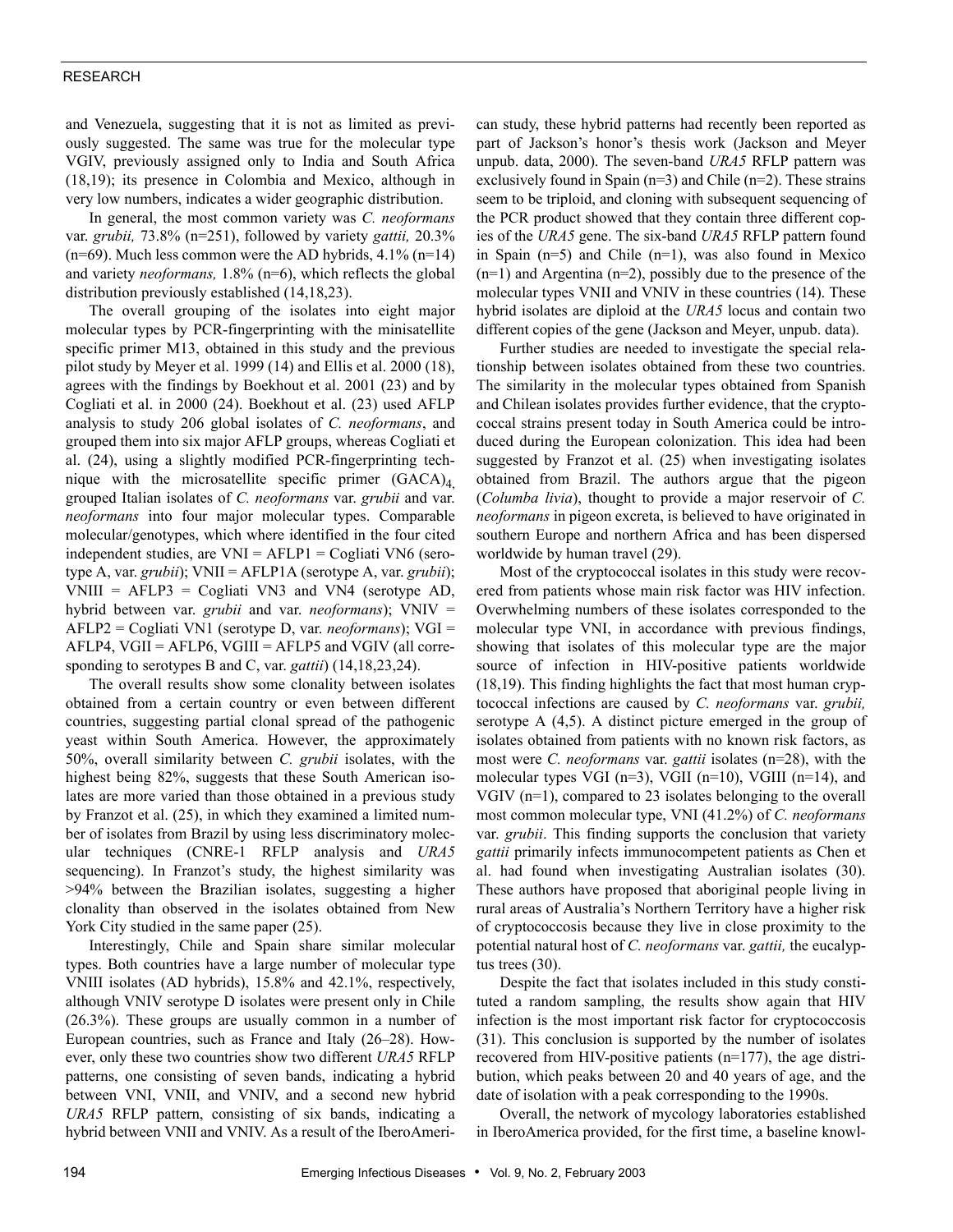and Venezuela, suggesting that it is not as limited as previously suggested. The same was true for the molecular type VGIV, previously assigned only to India and South Africa (18,19); its presence in Colombia and Mexico, although in very low numbers, indicates a wider geographic distribution.

In general, the most common variety was *C. neoformans* var. *grubii,* 73.8% (n=251), followed by variety *gattii,* 20.3% (n=69). Much less common were the AD hybrids, 4.1% (n=14) and variety *neoformans,* 1.8% (n=6), which reflects the global distribution previously established (14,18,23).

The overall grouping of the isolates into eight major molecular types by PCR-fingerprinting with the minisatellite specific primer M13, obtained in this study and the previous pilot study by Meyer et al. 1999 (14) and Ellis et al. 2000 (18), agrees with the findings by Boekhout et al. 2001 (23) and by Cogliati et al. in 2000 (24). Boekhout et al. (23) used AFLP analysis to study 206 global isolates of *C. neoformans*, and grouped them into six major AFLP groups, whereas Cogliati et al. (24), using a slightly modified PCR-fingerprinting technique with the microsatellite specific primer $(GACA)_4$, grouped Italian isolates of *C. neoformans* var. *grubii* and var. *neoformans* into four major molecular types. Comparable molecular/genotypes, which where identified in the four cited independent studies, are VNI = AFLP1 = Cogliati VN6 (serotype A, var. *grubii*); VNII = AFLP1A (serotype A, var. *grubii*); VNIII = AFLP3 = Cogliati VN3 and VN4 (serotype AD, hybrid between var. *grubii* and var. *neoformans*); VNIV = AFLP2 = Cogliati VN1 (serotype D, var. *neoformans*); VGI = AFLP4, VGII = AFLP6, VGIII = AFLP5 and VGIV (all corresponding to serotypes B and C, var. *gattii*) (14,18,23,24).

The overall results show some clonality between isolates obtained from a certain country or even between different countries, suggesting partial clonal spread of the pathogenic yeast within South America. However, the approximately 50%, overall similarity between *C. grubii* isolates, with the highest being 82%, suggests that these South American isolates are more varied than those obtained in a previous study by Franzot et al. (25), in which they examined a limited number of isolates from Brazil by using less discriminatory molecular techniques (CNRE-1 RFLP analysis and *URA5* sequencing). In Franzot's study, the highest similarity was >94% between the Brazilian isolates, suggesting a higher clonality than observed in the isolates obtained from New York City studied in the same paper (25).

Interestingly, Chile and Spain share similar molecular types. Both countries have a large number of molecular type VNIII isolates (AD hybrids), 15.8% and 42.1%, respectively, although VNIV serotype D isolates were present only in Chile (26.3%). These groups are usually common in a number of European countries, such as France and Italy (26–28). However, only these two countries show two different *URA5* RFLP patterns, one consisting of seven bands, indicating a hybrid between VNI, VNII, and VNIV, and a second new hybrid *URA5* RFLP pattern, consisting of six bands, indicating a hybrid between VNII and VNIV. As a result of the IberoAmerican study, these hybrid patterns had recently been reported as part of Jackson's honor's thesis work (Jackson and Meyer unpub. data, 2000). The seven-band *URA5* RFLP pattern was exclusively found in Spain (n=3) and Chile (n=2). These strains seem to be triploid, and cloning with subsequent sequencing of the PCR product showed that they contain three different copies of the *URA5* gene. The six-band *URA5* RFLP pattern found in Spain (n=5) and Chile (n=1), was also found in Mexico (n=1) and Argentina (n=2), possibly due to the presence of the molecular types VNII and VNIV in these countries (14). These hybrid isolates are diploid at the *URA5* locus and contain two different copies of the gene (Jackson and Meyer, unpub. data).

Further studies are needed to investigate the special relationship between isolates obtained from these two countries. The similarity in the molecular types obtained from Spanish and Chilean isolates provides further evidence, that the cryptococcal strains present today in South America could be introduced during the European colonization. This idea had been suggested by Franzot et al. (25) when investigating isolates obtained from Brazil. The authors argue that the pigeon (*Columba livia*), thought to provide a major reservoir of *C. neoformans* in pigeon excreta, is believed to have originated in southern Europe and northern Africa and has been dispersed worldwide by human travel (29).

Most of the cryptococcal isolates in this study were recovered from patients whose main risk factor was HIV infection. Overwhelming numbers of these isolates corresponded to the molecular type VNI, in accordance with previous findings, showing that isolates of this molecular type are the major source of infection in HIV-positive patients worldwide (18,19). This finding highlights the fact that most human cryptococcal infections are caused by *C. neoformans* var. *grubii,* serotype A (4,5). A distinct picture emerged in the group of isolates obtained from patients with no known risk factors, as most were *C. neoformans* var. *gattii* isolates (n=28), with the molecular types VGI (n=3), VGII (n=10), VGIII (n=14), and VGIV (n=1), compared to 23 isolates belonging to the overall most common molecular type, VNI (41.2%) of *C. neoformans* var. *grubii*. This finding supports the conclusion that variety *gattii* primarily infects immunocompetent patients as Chen et al. had found when investigating Australian isolates (30). These authors have proposed that aboriginal people living in rural areas of Australia's Northern Territory have a higher risk of cryptococcosis because they live in close proximity to the potential natural host of *C. neoformans* var. *gattii,* the eucalyptus trees (30).

Despite the fact that isolates included in this study constituted a random sampling, the results show again that HIV infection is the most important risk factor for cryptococcosis (31). This conclusion is supported by the number of isolates recovered from HIV-positive patients (n=177), the age distribution, which peaks between 20 and 40 years of age, and the date of isolation with a peak corresponding to the 1990s.

Overall, the network of mycology laboratories established in IberoAmerica provided, for the first time, a baseline knowl-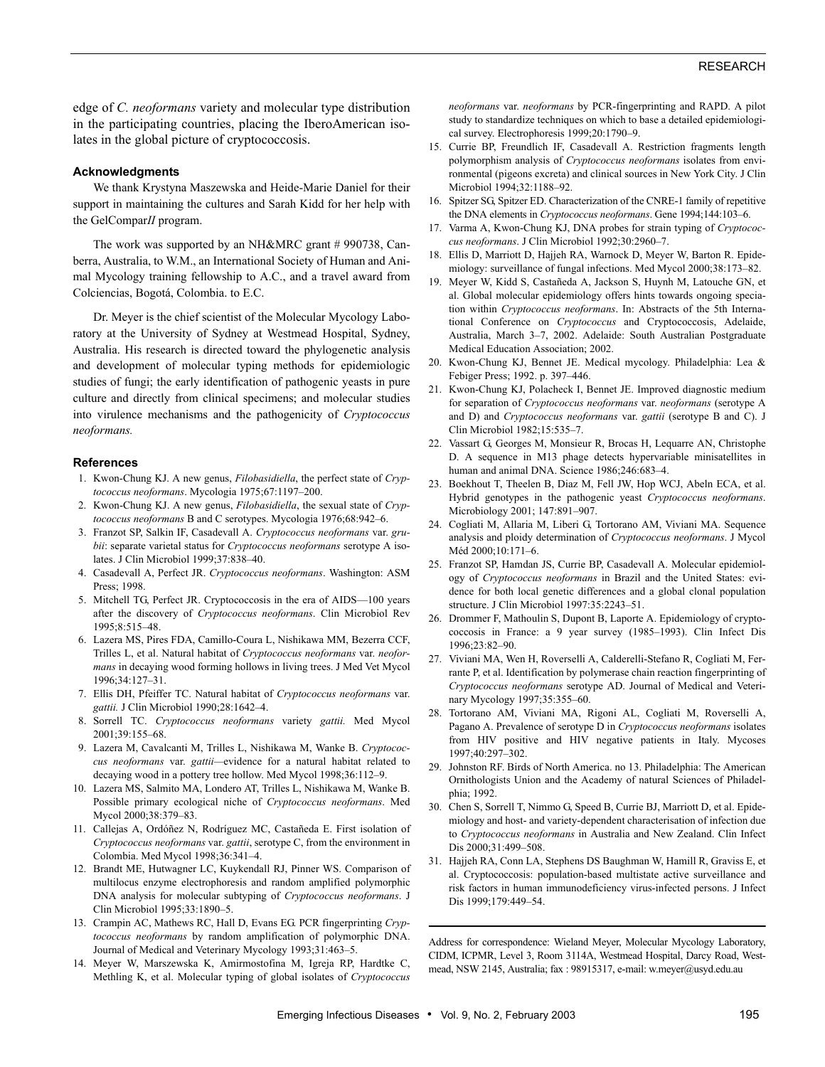edge of *C. neoformans* variety and molecular type distribution in the participating countries, placing the IberoAmerican isolates in the global picture of cryptococcosis.

### Acknowledgments

We thank Krystyna Maszewska and Heide-Marie Daniel for their support in maintaining the cultures and Sarah Kidd for her help with the GelCompar*II* program.

The work was supported by an NH&MRC grant # 990738, Canberra, Australia, to W.M., an International Society of Human and Animal Mycology training fellowship to A.C., and a travel award from Colciencias, Bogotá, Colombia. to E.C.

Dr. Meyer is the chief scientist of the Molecular Mycology Laboratory at the University of Sydney at Westmead Hospital, Sydney, Australia. His research is directed toward the phylogenetic analysis and development of molecular typing methods for epidemiologic studies of fungi; the early identification of pathogenic yeasts in pure culture and directly from clinical specimens; and molecular studies into virulence mechanisms and the pathogenicity of *Cryptococcus neoformans.*

### References

1. Kwon-Chung KJ. A new genus, *Filobasidiella*, the perfect state of *Cryptococcus neoformans*. Mycologia 1975;67:1197–200.
2. Kwon-Chung KJ. A new genus, *Filobasidiella*, the sexual state of *Cryptococcus neoformans* B and C serotypes. Mycologia 1976;68:942–6.
3. Franzot SP, Salkin IF, Casadevall A. *Cryptococcus neoformans* var. *grubii*: separate varietal status for *Cryptococcus neoformans* serotype A isolates. J Clin Microbiol 1999;37:838–40.
4. Casadevall A, Perfect JR. *Cryptococcus neoformans*. Washington: ASM Press; 1998.
5. Mitchell TG, Perfect JR. Cryptococcosis in the era of AIDS—100 years after the discovery of *Cryptococcus neoformans*. Clin Microbiol Rev 1995;8:515–48.
6. Lazera MS, Pires FDA, Camillo-Coura L, Nishikawa MM, Bezerra CCF, Trilles L, et al. Natural habitat of *Cryptococcus neoformans* var. *neoformans* in decaying wood forming hollows in living trees. J Med Vet Mycol 1996;34:127–31.
7. Ellis DH, Pfeiffer TC. Natural habitat of *Cryptococcus neoformans* var. *gattii.* J Clin Microbiol 1990;28:1642–4.
8. Sorrell TC. *Cryptococcus neoformans* variety *gattii.* Med Mycol 2001;39:155–68.
9. Lazera M, Cavalcanti M, Trilles L, Nishikawa M, Wanke B. *Cryptococcus neoformans* var. *gattii*—evidence for a natural habitat related to decaying wood in a pottery tree hollow. Med Mycol 1998;36:112–9.
10. Lazera MS, Salmito MA, Londero AT, Trilles L, Nishikawa M, Wanke B. Possible primary ecological niche of *Cryptococcus neoformans*. Med Mycol 2000;38:379–83.
11. Callejas A, Ordóñez N, Rodríguez MC, Castañeda E. First isolation of *Cryptococcus neoformans* var. *gattii*, serotype C, from the environment in Colombia. Med Mycol 1998;36:341–4.
12. Brandt ME, Hutwagner LC, Kuykendall RJ, Pinner WS. Comparison of multilocus enzyme electrophoresis and random amplified polymorphic DNA analysis for molecular subtyping of *Cryptococcus neoformans*. J Clin Microbiol 1995;33:1890–5.
13. Crampin AC, Mathews RC, Hall D, Evans EG. PCR fingerprinting *Cryptococcus neoformans* by random amplification of polymorphic DNA. Journal of Medical and Veterinary Mycology 1993;31:463–5.
14. Meyer W, Marszewska K, Amirmostofina M, Igreja RP, Hardtke C, Methling K, et al. Molecular typing of global isolates of *Cryptococcus neoformans* var. *neoformans* by PCR-fingerprinting and RAPD. A pilot study to standardize techniques on which to base a detailed epidemiological survey. Electrophoresis 1999;20:1790–9.
15. Currie BP, Freundlich IF, Casadevall A. Restriction fragments length polymorphism analysis of *Cryptococcus neoformans* isolates from environmental (pigeons excreta) and clinical sources in New York City. J Clin Microbiol 1994;32:1188–92.
16. Spitzer SG, Spitzer ED. Characterization of the CNRE-1 family of repetitive the DNA elements in *Cryptococcus neoformans*. Gene 1994;144:103–6.
17. Varma A, Kwon-Chung KJ, DNA probes for strain typing of *Cryptococcus neoformans*. J Clin Microbiol 1992;30:2960–7.
18. Ellis D, Marriott D, Hajjeh RA, Warnock D, Meyer W, Barton R. Epidemiology: surveillance of fungal infections. Med Mycol 2000;38:173–82.
19. Meyer W, Kidd S, Castañeda A, Jackson S, Huynh M, Latouche GN, et al. Global molecular epidemiology offers hints towards ongoing speciation within *Cryptococcus neoformans*. In: Abstracts of the 5th International Conference on *Cryptococcus* and Cryptococcosis, Adelaide, Australia, March 3–7, 2002. Adelaide: South Australian Postgraduate Medical Education Association; 2002.
20. Kwon-Chung KJ, Bennet JE. Medical mycology. Philadelphia: Lea & Febiger Press; 1992. p. 397–446.
21. Kwon-Chung KJ, Polacheck I, Bennet JE. Improved diagnostic medium for separation of *Cryptococcus neoformans* var. *neoformans* (serotype A and D) and *Cryptococcus neoformans* var. *gattii* (serotype B and C). J Clin Microbiol 1982;15:535–7.
22. Vassart G, Georges M, Monsieur R, Brocas H, Lequarre AN, Christophe D. A sequence in M13 phage detects hypervariable minisatellites in human and animal DNA. Science 1986;246:683–4.
23. Boekhout T, Theelen B, Diaz M, Fell JW, Hop WCJ, Abeln ECA, et al. Hybrid genotypes in the pathogenic yeast *Cryptococcus neoformans*. Microbiology 2001; 147:891–907.
24. Cogliati M, Allaria M, Liberi G, Tortorano AM, Viviani MA. Sequence analysis and ploidy determination of *Cryptococcus neoformans*. J Mycol Méd 2000;10:171–6.
25. Franzot SP, Hamdan JS, Currie BP, Casadevall A. Molecular epidemiology of *Cryptococcus neoformans* in Brazil and the United States: evidence for both local genetic differences and a global clonal population structure. J Clin Microbiol 1997:35:2243–51.
26. Drommer F, Mathoulin S, Dupont B, Laporte A. Epidemiology of cryptococcosis in France: a 9 year survey (1985–1993). Clin Infect Dis 1996;23:82–90.
27. Viviani MA, Wen H, Roverselli A, Calderelli-Stefano R, Cogliati M, Ferrante P, et al. Identification by polymerase chain reaction fingerprinting of *Cryptococcus neoformans* serotype AD. Journal of Medical and Veterinary Mycology 1997;35:355–60.
28. Tortorano AM, Viviani MA, Rigoni AL, Cogliati M, Roverselli A, Pagano A. Prevalence of serotype D in *Cryptococcus neoformans* isolates from HIV positive and HIV negative patients in Italy. Mycoses 1997;40:297–302.
29. Johnston RF. Birds of North America. no 13. Philadelphia: The American Ornithologists Union and the Academy of natural Sciences of Philadelphia; 1992.
30. Chen S, Sorrell T, Nimmo G, Speed B, Currie BJ, Marriott D, et al. Epidemiology and host- and variety-dependent characterisation of infection due to *Cryptococcus neoformans* in Australia and New Zealand. Clin Infect Dis 2000;31:499–508.
31. Hajjeh RA, Conn LA, Stephens DS Baughman W, Hamill R, Graviss E, et al. Cryptococcosis: population-based multistate active surveillance and risk factors in human immunodeficiency virus-infected persons. J Infect Dis 1999;179:449–54.

Address for correspondence: Wieland Meyer, Molecular Mycology Laboratory, CIDM, ICPMR, Level 3, Room 3114A, Westmead Hospital, Darcy Road, Westmead, NSW 2145, Australia; fax : 98915317, e-mail: w.meyer@usyd.edu.au